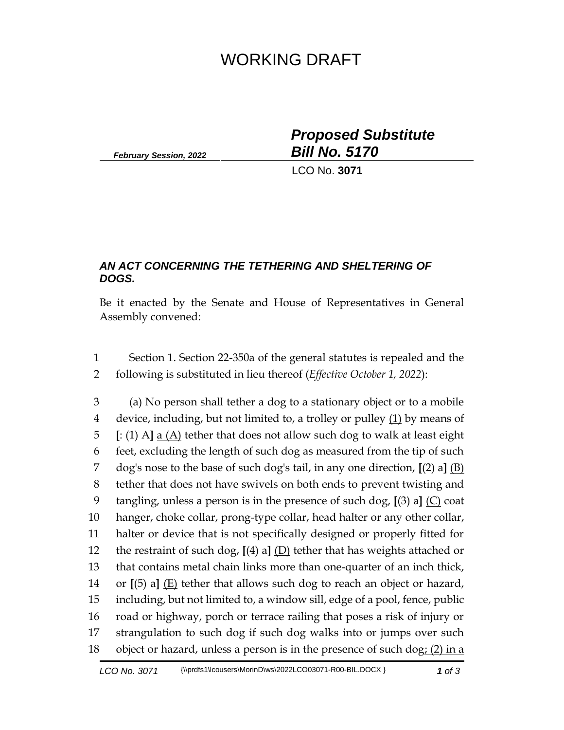# WORKING DRAFT

*February Session, 2022*

***Proposed Substitute Bill No. 5170***

LCO No. **3071**

***AN ACT CONCERNING THE TETHERING AND SHELTERING OF DOGS.***

Be it enacted by the Senate and House of Representatives in General Assembly convened:

1 Section 1. Section 22-350a of the general statutes is repealed and the
2 following is substituted in lieu thereof (*Effective October 1, 2022*):

3 (a) No person shall tether a dog to a stationary object or to a mobile
4 device, including, but not limited to, a trolley or pulley <u>(1)</u> by means of
5 **[**: (1) A**]** <u>a (A)</u> tether that does not allow such dog to walk at least eight
6 feet, excluding the length of such dog as measured from the tip of such
7 dog's nose to the base of such dog's tail, in any one direction, **[**(2) a**]** <u>(B)</u>
8 tether that does not have swivels on both ends to prevent twisting and
9 tangling, unless a person is in the presence of such dog, **[**(3) a**]** <u>(C)</u> coat
10 hanger, choke collar, prong-type collar, head halter or any other collar,
11 halter or device that is not specifically designed or properly fitted for
12 the restraint of such dog, **[**(4) a**]** <u>(D)</u> tether that has weights attached or
13 that contains metal chain links more than one-quarter of an inch thick,
14 or **[**(5) a**]** <u>(E)</u> tether that allows such dog to reach an object or hazard,
15 including, but not limited to, a window sill, edge of a pool, fence, public
16 road or highway, porch or terrace railing that poses a risk of injury or
17 strangulation to such dog if such dog walks into or jumps over such
18 object or hazard, unless a person is in the presence of such dog<u>; (2) in a</u>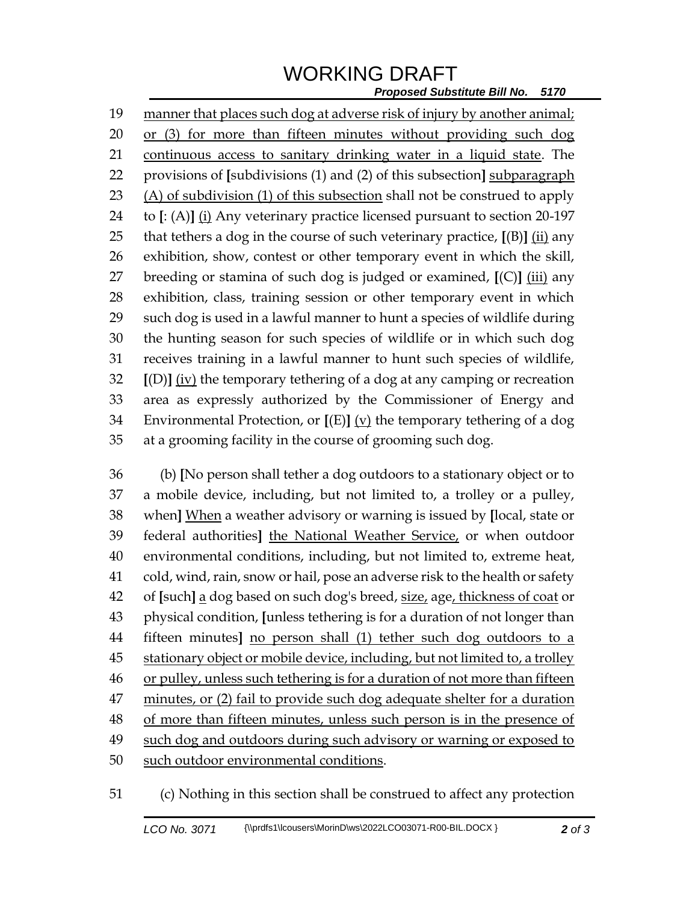manner that places such dog at adverse risk of injury by another animal; or (3) for more than fifteen minutes without providing such dog continuous access to sanitary drinking water in a liquid state. The provisions of [subdivisions (1) and (2) of this subsection] subparagraph (A) of subdivision (1) of this subsection shall not be construed to apply to [: (A)] (i) Any veterinary practice licensed pursuant to section 20-197 that tethers a dog in the course of such veterinary practice, [(B)] (ii) any exhibition, show, contest or other temporary event in which the skill, breeding or stamina of such dog is judged or examined, [(C)] (iii) any exhibition, class, training session or other temporary event in which such dog is used in a lawful manner to hunt a species of wildlife during the hunting season for such species of wildlife or in which such dog receives training in a lawful manner to hunt such species of wildlife, [(D)] (iv) the temporary tethering of a dog at any camping or recreation area as expressly authorized by the Commissioner of Energy and Environmental Protection, or [(E)] (v) the temporary tethering of a dog at a grooming facility in the course of grooming such dog.

(b) [No person shall tether a dog outdoors to a stationary object or to a mobile device, including, but not limited to, a trolley or a pulley, when] When a weather advisory or warning is issued by [local, state or federal authorities] the National Weather Service, or when outdoor environmental conditions, including, but not limited to, extreme heat, cold, wind, rain, snow or hail, pose an adverse risk to the health or safety of [such] a dog based on such dog's breed, size, age, thickness of coat or physical condition, [unless tethering is for a duration of not longer than fifteen minutes] no person shall (1) tether such dog outdoors to a stationary object or mobile device, including, but not limited to, a trolley or pulley, unless such tethering is for a duration of not more than fifteen minutes, or (2) fail to provide such dog adequate shelter for a duration of more than fifteen minutes, unless such person is in the presence of such dog and outdoors during such advisory or warning or exposed to such outdoor environmental conditions.

(c) Nothing in this section shall be construed to affect any protection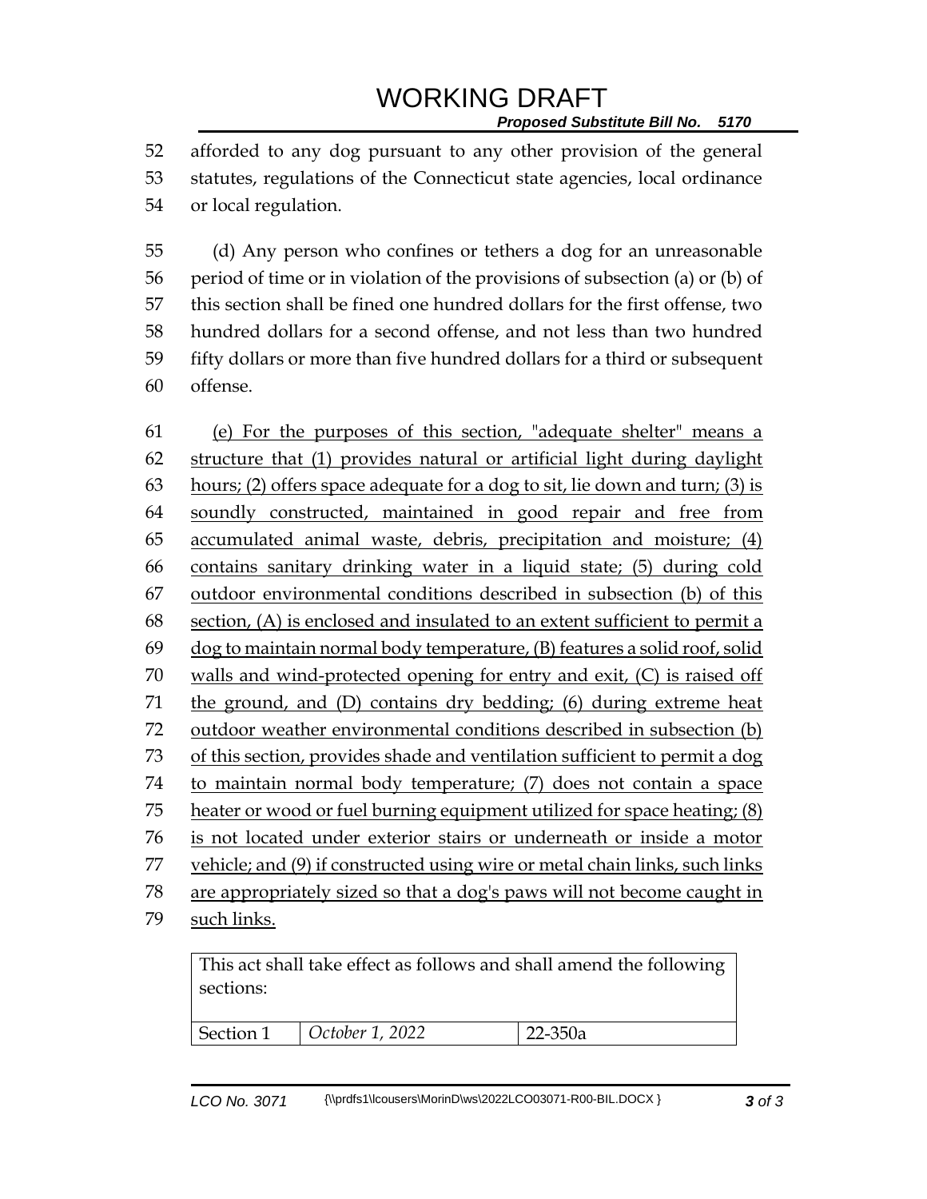afforded to any dog pursuant to any other provision of the general statutes, regulations of the Connecticut state agencies, local ordinance or local regulation.

(d) Any person who confines or tethers a dog for an unreasonable period of time or in violation of the provisions of subsection (a) or (b) of this section shall be fined one hundred dollars for the first offense, two hundred dollars for a second offense, and not less than two hundred fifty dollars or more than five hundred dollars for a third or subsequent offense.

<u>(e) For the purposes of this section, "adequate shelter" means a structure that (1) provides natural or artificial light during daylight hours; (2) offers space adequate for a dog to sit, lie down and turn; (3) is soundly constructed, maintained in good repair and free from accumulated animal waste, debris, precipitation and moisture; (4) contains sanitary drinking water in a liquid state; (5) during cold outdoor environmental conditions described in subsection (b) of this section, (A) is enclosed and insulated to an extent sufficient to permit a dog to maintain normal body temperature, (B) features a solid roof, solid walls and wind-protected opening for entry and exit, (C) is raised off the ground, and (D) contains dry bedding; (6) during extreme heat outdoor weather environmental conditions described in subsection (b) of this section, provides shade and ventilation sufficient to permit a dog to maintain normal body temperature; (7) does not contain a space heater or wood or fuel burning equipment utilized for space heating; (8) is not located under exterior stairs or underneath or inside a motor vehicle; and (9) if constructed using wire or metal chain links, such links are appropriately sized so that a dog's paws will not become caught in such links.</u>

| This act shall take effect as follows and shall amend the following sections: | | |
|---|---|---|
| Section 1 | *October 1, 2022* | 22-350a |